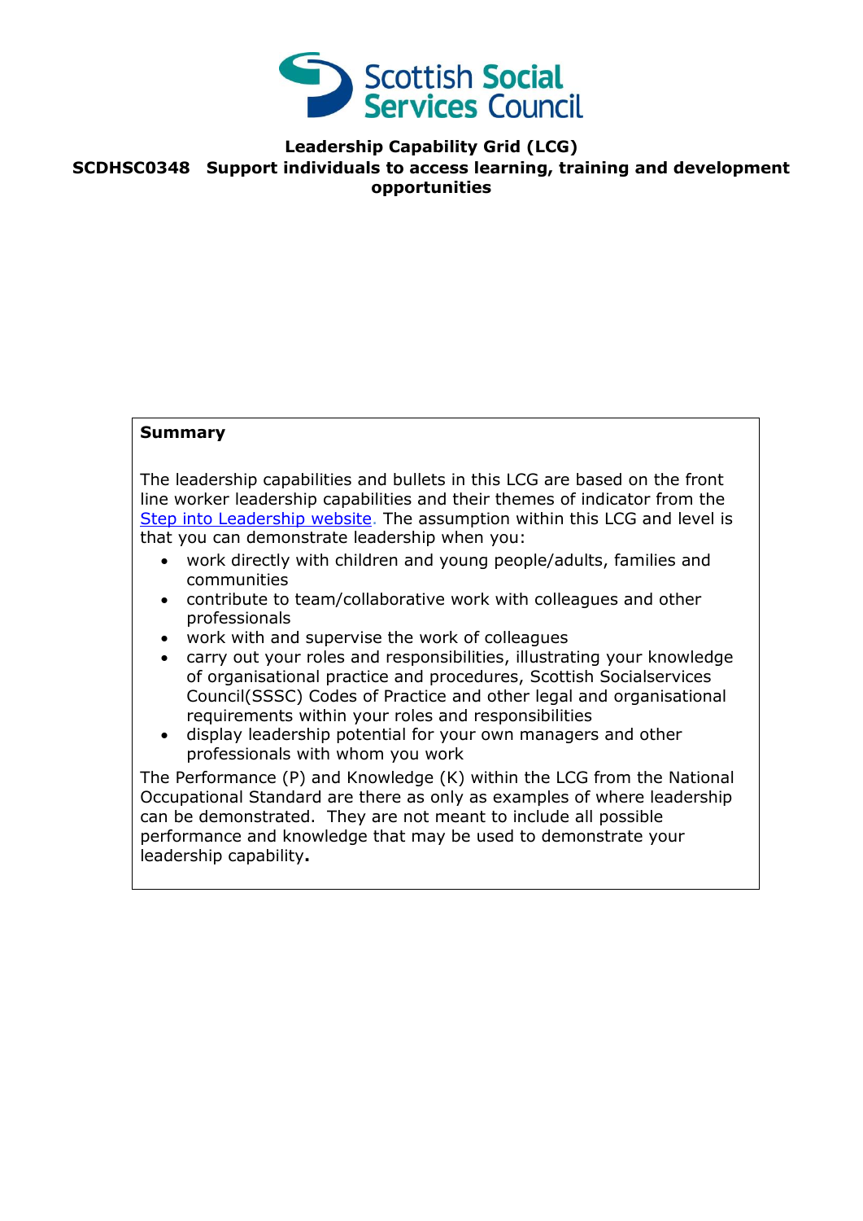Scottish Social Services Council

**Leadership Capability Grid (LCG)**

**SCDHSC0348 Support individuals to access learning, training and development opportunities**

**Summary**

The leadership capabilities and bullets in this LCG are based on the front line worker leadership capabilities and their themes of indicator from the [Step into Leadership website](). The assumption within this LCG and level is that you can demonstrate leadership when you:

- work directly with children and young people/adults, families and communities
- contribute to team/collaborative work with colleagues and other professionals
- work with and supervise the work of colleagues
- carry out your roles and responsibilities, illustrating your knowledge of organisational practice and procedures, Scottish Socialservices Council(SSSC) Codes of Practice and other legal and organisational requirements within your roles and responsibilities
- display leadership potential for your own managers and other professionals with whom you work

The Performance (P) and Knowledge (K) within the LCG from the National Occupational Standard are there as only as examples of where leadership can be demonstrated. They are not meant to include all possible performance and knowledge that may be used to demonstrate your leadership capability**.**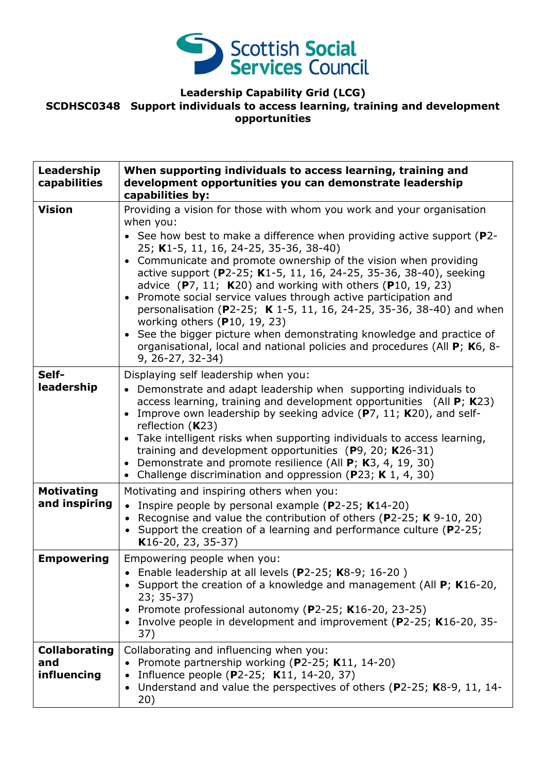**Leadership Capability Grid (LCG)**
**SCDHSC0348 Support individuals to access learning, training and development opportunities**

| Leadership capabilities | When supporting individuals to access learning, training and development opportunities you can demonstrate leadership capabilities by: |
|---|---|
| **Vision** | Providing a vision for those with whom you work and your organisation when you:<br>• See how best to make a difference when providing active support (**P**2-25; **K**1-5, 11, 16, 24-25, 35-36, 38-40)<br>• Communicate and promote ownership of the vision when providing active support (**P**2-25; **K**1-5, 11, 16, 24-25, 35-36, 38-40), seeking advice (**P**7, 11; **K**20) and working with others (**P**10, 19, 23)<br>• Promote social service values through active participation and personalisation (**P**2-25; **K** 1-5, 11, 16, 24-25, 35-36, 38-40) and when working others (**P**10, 19, 23)<br>• See the bigger picture when demonstrating knowledge and practice of organisational, local and national policies and procedures (All **P**; **K**6, 8-9, 26-27, 32-34) |
| **Self-leadership** | Displaying self leadership when you:<br>• Demonstrate and adapt leadership when supporting individuals to access learning, training and development opportunities (All **P**; **K**23)<br>• Improve own leadership by seeking advice (**P**7, 11; **K**20), and self-reflection (**K**23)<br>• Take intelligent risks when supporting individuals to access learning, training and development opportunities (**P**9, 20; **K**26-31)<br>• Demonstrate and promote resilience (All **P**; **K**3, 4, 19, 30)<br>• Challenge discrimination and oppression (**P**23; **K** 1, 4, 30) |
| **Motivating and inspiring** | Motivating and inspiring others when you:<br>• Inspire people by personal example (**P**2-25; **K**14-20)<br>• Recognise and value the contribution of others (**P**2-25; **K** 9-10, 20)<br>• Support the creation of a learning and performance culture (**P**2-25; **K**16-20, 23, 35-37) |
| **Empowering** | Empowering people when you:<br>• Enable leadership at all levels (**P**2-25; **K**8-9; 16-20 )<br>• Support the creation of a knowledge and management (All **P**; **K**16-20, 23; 35-37)<br>• Promote professional autonomy (**P**2-25; **K**16-20, 23-25)<br>• Involve people in development and improvement (**P**2-25; **K**16-20, 35-37) |
| **Collaborating and influencing** | Collaborating and influencing when you:<br>• Promote partnership working (**P**2-25; **K**11, 14-20)<br>• Influence people (**P**2-25; **K**11, 14-20, 37)<br>• Understand and value the perspectives of others (**P**2-25; **K**8-9, 11, 14-20) |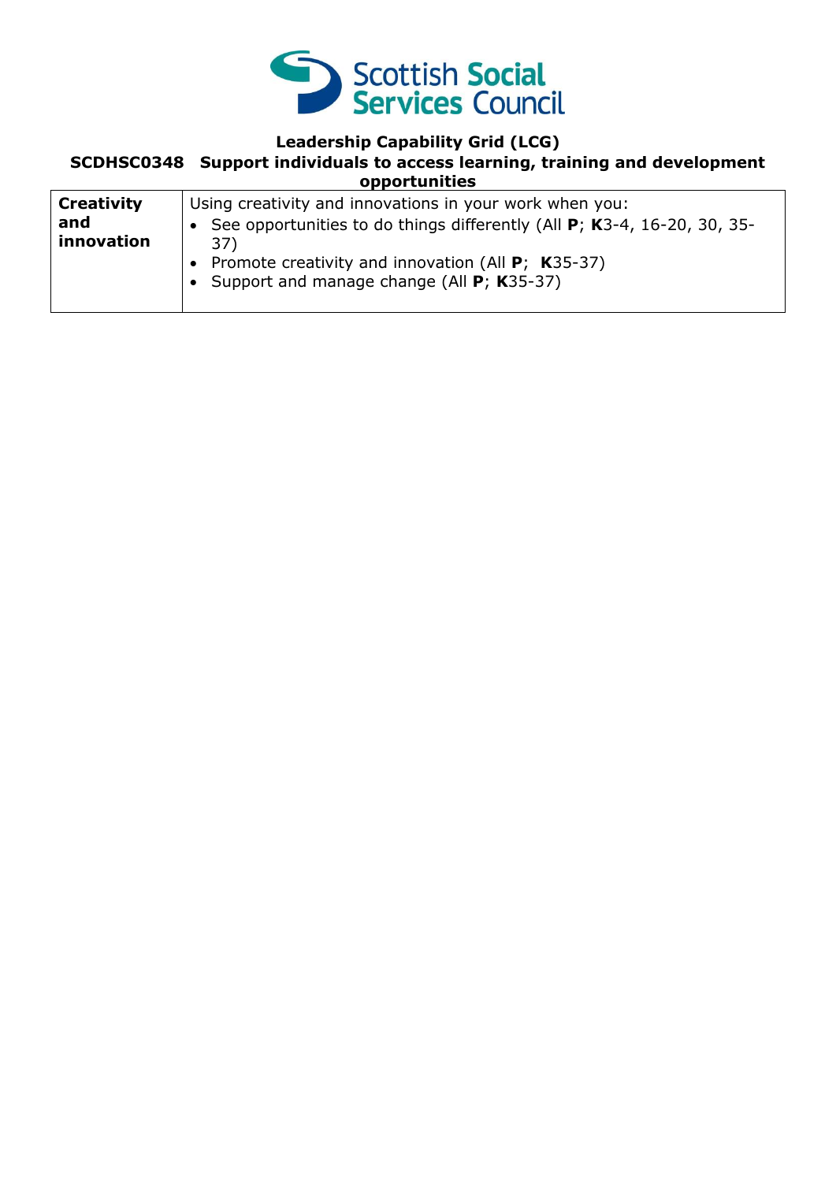**Leadership Capability Grid (LCG)**

**SCDHSC0348 Support individuals to access learning, training and development opportunities**

| | |
|---|---|
| **Creativity and innovation** | Using creativity and innovations in your work when you:<br>• See opportunities to do things differently (All **P**; **K**3-4, 16-20, 30, 35-37)<br>• Promote creativity and innovation (All **P**; **K**35-37)<br>• Support and manage change (All **P**; **K**35-37) |